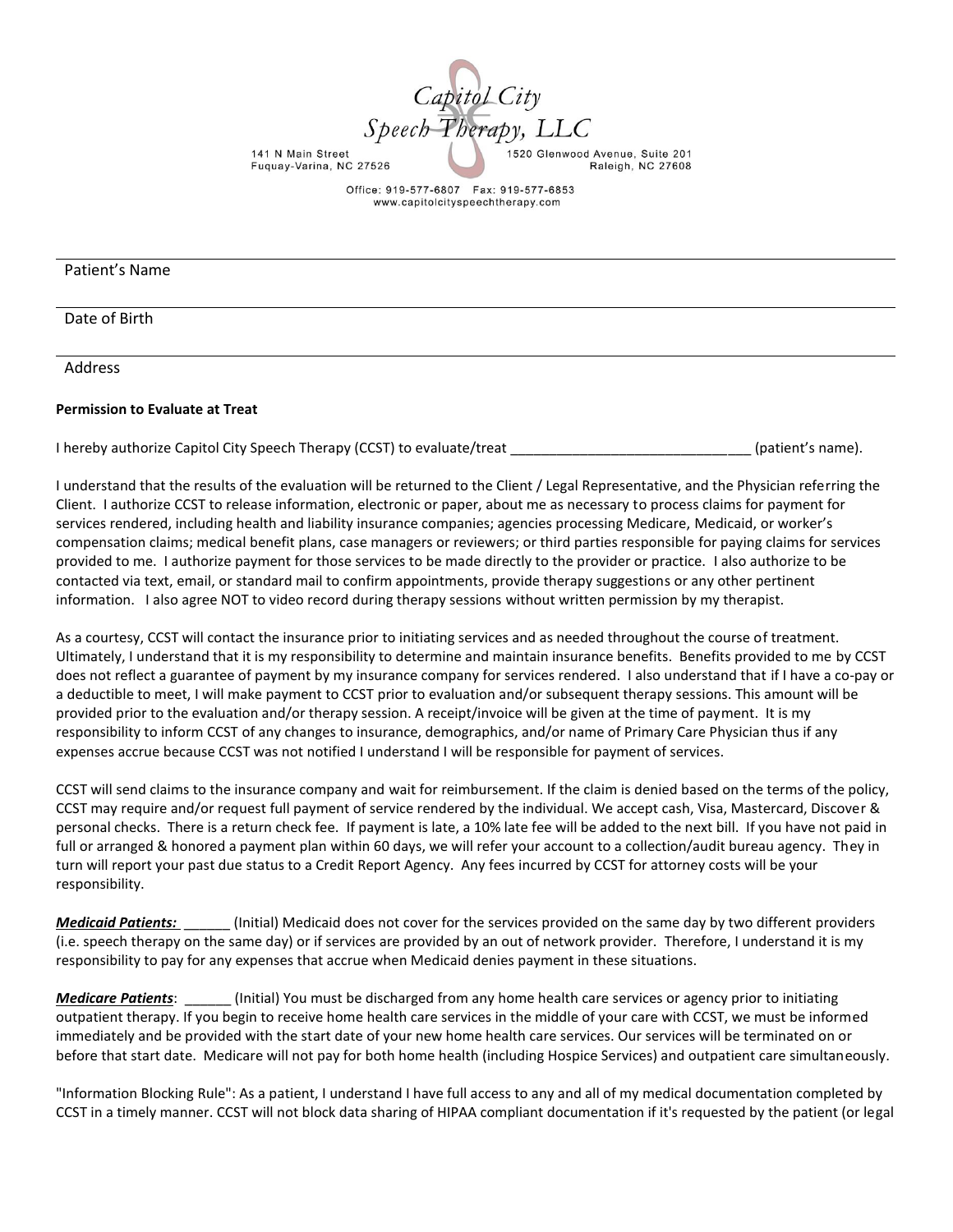Capitol City Speech Therapy, LLC

141 N Main Street
Fuquay-Varina, NC 27526

1520 Glenwood Avenue, Suite 201
Raleigh, NC 27608

Office: 919-577-6807 Fax: 919-577-6853
www.capitolcityspeechtherapy.com

Patient's Name ______________________________

Date of Birth ______________________________

Address ______________________________

**Permission to Evaluate at Treat**

I hereby authorize Capitol City Speech Therapy (CCST) to evaluate/treat ______________________________ (patient's name).

I understand that the results of the evaluation will be returned to the Client / Legal Representative, and the Physician referring the Client. I authorize CCST to release information, electronic or paper, about me as necessary to process claims for payment for services rendered, including health and liability insurance companies; agencies processing Medicare, Medicaid, or worker's compensation claims; medical benefit plans, case managers or reviewers; or third parties responsible for paying claims for services provided to me. I authorize payment for those services to be made directly to the provider or practice. I also authorize to be contacted via text, email, or standard mail to confirm appointments, provide therapy suggestions or any other pertinent information. I also agree NOT to video record during therapy sessions without written permission by my therapist.

As a courtesy, CCST will contact the insurance prior to initiating services and as needed throughout the course of treatment. Ultimately, I understand that it is my responsibility to determine and maintain insurance benefits. Benefits provided to me by CCST does not reflect a guarantee of payment by my insurance company for services rendered. I also understand that if I have a co-pay or a deductible to meet, I will make payment to CCST prior to evaluation and/or subsequent therapy sessions. This amount will be provided prior to the evaluation and/or therapy session. A receipt/invoice will be given at the time of payment. It is my responsibility to inform CCST of any changes to insurance, demographics, and/or name of Primary Care Physician thus if any expenses accrue because CCST was not notified I understand I will be responsible for payment of services.

CCST will send claims to the insurance company and wait for reimbursement. If the claim is denied based on the terms of the policy, CCST may require and/or request full payment of service rendered by the individual. We accept cash, Visa, Mastercard, Discover & personal checks. There is a return check fee. If payment is late, a 10% late fee will be added to the next bill. If you have not paid in full or arranged & honored a payment plan within 60 days, we will refer your account to a collection/audit bureau agency. They in turn will report your past due status to a Credit Report Agency. Any fees incurred by CCST for attorney costs will be your responsibility.

***Medicaid Patients:*** ______ (Initial) Medicaid does not cover for the services provided on the same day by two different providers (i.e. speech therapy on the same day) or if services are provided by an out of network provider. Therefore, I understand it is my responsibility to pay for any expenses that accrue when Medicaid denies payment in these situations.

***Medicare Patients***: ______ (Initial) You must be discharged from any home health care services or agency prior to initiating outpatient therapy. If you begin to receive home health care services in the middle of your care with CCST, we must be informed immediately and be provided with the start date of your new home health care services. Our services will be terminated on or before that start date. Medicare will not pay for both home health (including Hospice Services) and outpatient care simultaneously.

"Information Blocking Rule": As a patient, I understand I have full access to any and all of my medical documentation completed by CCST in a timely manner. CCST will not block data sharing of HIPAA compliant documentation if it's requested by the patient (or legal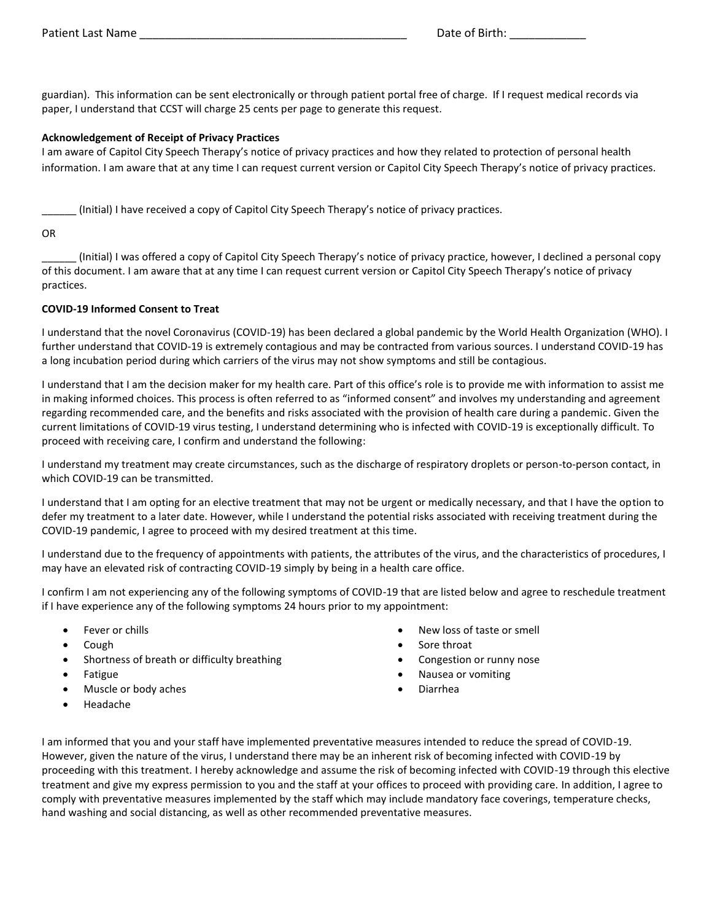Patient Last Name ___________________________________________ Date of Birth: ____________

guardian). This information can be sent electronically or through patient portal free of charge. If I request medical records via paper, I understand that CCST will charge 25 cents per page to generate this request.

**Acknowledgement of Receipt of Privacy Practices**

I am aware of Capitol City Speech Therapy's notice of privacy practices and how they related to protection of personal health information. I am aware that at any time I can request current version or Capitol City Speech Therapy's notice of privacy practices.

______ (Initial) I have received a copy of Capitol City Speech Therapy's notice of privacy practices.

OR

______ (Initial) I was offered a copy of Capitol City Speech Therapy's notice of privacy practice, however, I declined a personal copy of this document. I am aware that at any time I can request current version or Capitol City Speech Therapy's notice of privacy practices.

**COVID-19 Informed Consent to Treat**

I understand that the novel Coronavirus (COVID-19) has been declared a global pandemic by the World Health Organization (WHO). I further understand that COVID-19 is extremely contagious and may be contracted from various sources. I understand COVID-19 has a long incubation period during which carriers of the virus may not show symptoms and still be contagious.

I understand that I am the decision maker for my health care. Part of this office's role is to provide me with information to assist me in making informed choices. This process is often referred to as "informed consent" and involves my understanding and agreement regarding recommended care, and the benefits and risks associated with the provision of health care during a pandemic. Given the current limitations of COVID-19 virus testing, I understand determining who is infected with COVID-19 is exceptionally difficult. To proceed with receiving care, I confirm and understand the following:

I understand my treatment may create circumstances, such as the discharge of respiratory droplets or person-to-person contact, in which COVID-19 can be transmitted.

I understand that I am opting for an elective treatment that may not be urgent or medically necessary, and that I have the option to defer my treatment to a later date. However, while I understand the potential risks associated with receiving treatment during the COVID-19 pandemic, I agree to proceed with my desired treatment at this time.

I understand due to the frequency of appointments with patients, the attributes of the virus, and the characteristics of procedures, I may have an elevated risk of contracting COVID-19 simply by being in a health care office.

I confirm I am not experiencing any of the following symptoms of COVID-19 that are listed below and agree to reschedule treatment if I have experience any of the following symptoms 24 hours prior to my appointment:

- Fever or chills
- Cough
- Shortness of breath or difficulty breathing
- Fatigue
- Muscle or body aches
- Headache
- New loss of taste or smell
- Sore throat
- Congestion or runny nose
- Nausea or vomiting
- Diarrhea

I am informed that you and your staff have implemented preventative measures intended to reduce the spread of COVID-19. However, given the nature of the virus, I understand there may be an inherent risk of becoming infected with COVID-19 by proceeding with this treatment. I hereby acknowledge and assume the risk of becoming infected with COVID-19 through this elective treatment and give my express permission to you and the staff at your offices to proceed with providing care. In addition, I agree to comply with preventative measures implemented by the staff which may include mandatory face coverings, temperature checks, hand washing and social distancing, as well as other recommended preventative measures.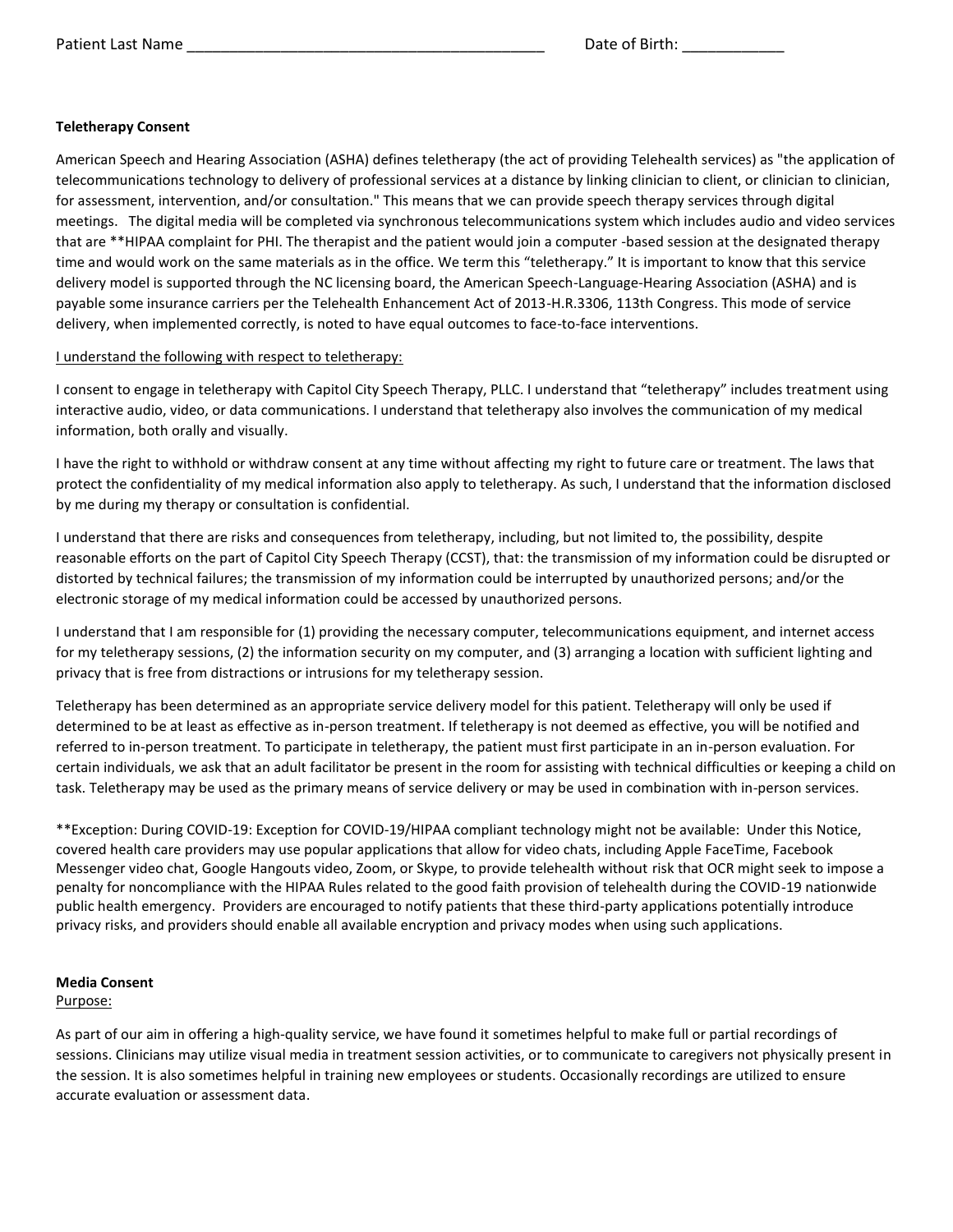Patient Last Name ________________________________________ Date of Birth: ___________

**Teletherapy Consent**

American Speech and Hearing Association (ASHA) defines teletherapy (the act of providing Telehealth services) as "the application of telecommunications technology to delivery of professional services at a distance by linking clinician to client, or clinician to clinician, for assessment, intervention, and/or consultation." This means that we can provide speech therapy services through digital meetings. The digital media will be completed via synchronous telecommunications system which includes audio and video services that are **HIPAA complaint for PHI. The therapist and the patient would join a computer -based session at the designated therapy time and would work on the same materials as in the office. We term this "teletherapy." It is important to know that this service delivery model is supported through the NC licensing board, the American Speech-Language-Hearing Association (ASHA) and is payable some insurance carriers per the Telehealth Enhancement Act of 2013-H.R.3306, 113th Congress. This mode of service delivery, when implemented correctly, is noted to have equal outcomes to face-to-face interventions.

<u>I understand the following with respect to teletherapy:</u>

I consent to engage in teletherapy with Capitol City Speech Therapy, PLLC. I understand that "teletherapy" includes treatment using interactive audio, video, or data communications. I understand that teletherapy also involves the communication of my medical information, both orally and visually.

I have the right to withhold or withdraw consent at any time without affecting my right to future care or treatment. The laws that protect the confidentiality of my medical information also apply to teletherapy. As such, I understand that the information disclosed by me during my therapy or consultation is confidential.

I understand that there are risks and consequences from teletherapy, including, but not limited to, the possibility, despite reasonable efforts on the part of Capitol City Speech Therapy (CCST), that: the transmission of my information could be disrupted or distorted by technical failures; the transmission of my information could be interrupted by unauthorized persons; and/or the electronic storage of my medical information could be accessed by unauthorized persons.

I understand that I am responsible for (1) providing the necessary computer, telecommunications equipment, and internet access for my teletherapy sessions, (2) the information security on my computer, and (3) arranging a location with sufficient lighting and privacy that is free from distractions or intrusions for my teletherapy session.

Teletherapy has been determined as an appropriate service delivery model for this patient. Teletherapy will only be used if determined to be at least as effective as in-person treatment. If teletherapy is not deemed as effective, you will be notified and referred to in-person treatment. To participate in teletherapy, the patient must first participate in an in-person evaluation. For certain individuals, we ask that an adult facilitator be present in the room for assisting with technical difficulties or keeping a child on task. Teletherapy may be used as the primary means of service delivery or may be used in combination with in-person services.

**Exception: During COVID-19: Exception for COVID-19/HIPAA compliant technology might not be available: Under this Notice, covered health care providers may use popular applications that allow for video chats, including Apple FaceTime, Facebook Messenger video chat, Google Hangouts video, Zoom, or Skype, to provide telehealth without risk that OCR might seek to impose a penalty for noncompliance with the HIPAA Rules related to the good faith provision of telehealth during the COVID-19 nationwide public health emergency. Providers are encouraged to notify patients that these third-party applications potentially introduce privacy risks, and providers should enable all available encryption and privacy modes when using such applications.

**Media Consent**

<u>Purpose:</u>

As part of our aim in offering a high-quality service, we have found it sometimes helpful to make full or partial recordings of sessions. Clinicians may utilize visual media in treatment session activities, or to communicate to caregivers not physically present in the session. It is also sometimes helpful in training new employees or students. Occasionally recordings are utilized to ensure accurate evaluation or assessment data.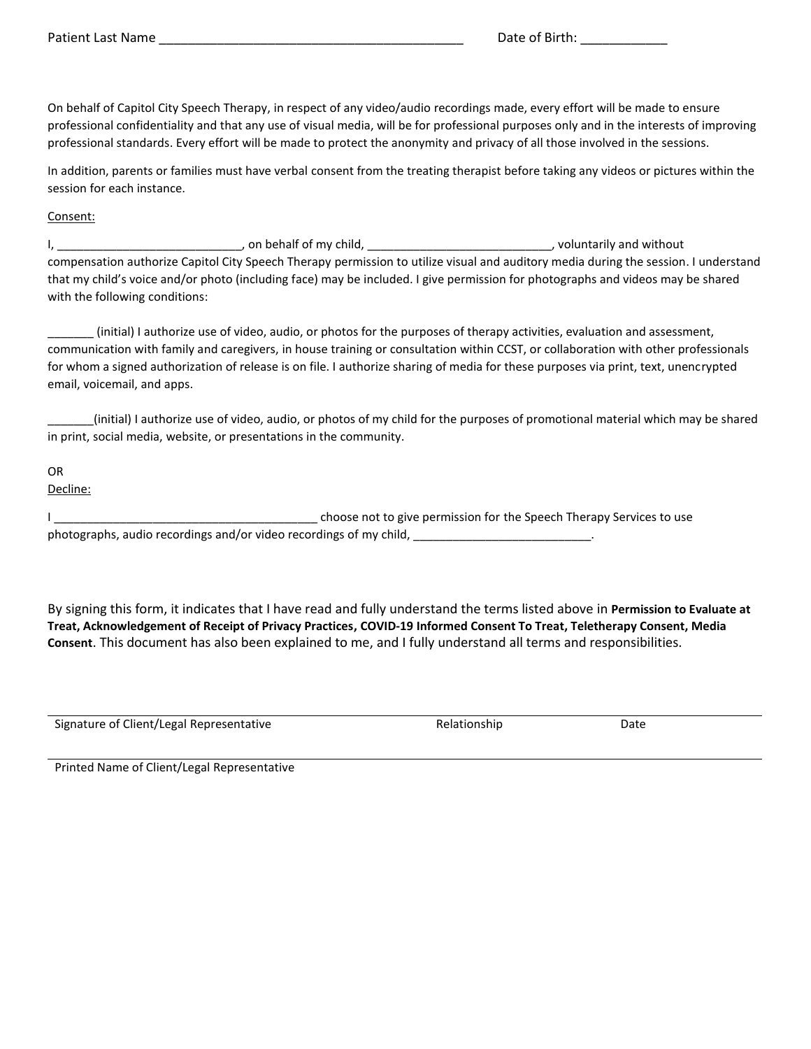Patient Last Name ___________________________________________ Date of Birth: ____________

On behalf of Capitol City Speech Therapy, in respect of any video/audio recordings made, every effort will be made to ensure professional confidentiality and that any use of visual media, will be for professional purposes only and in the interests of improving professional standards. Every effort will be made to protect the anonymity and privacy of all those involved in the sessions.

In addition, parents or families must have verbal consent from the treating therapist before taking any videos or pictures within the session for each instance.

<u>Consent:</u>

I, ____________________________, on behalf of my child, ____________________________, voluntarily and without compensation authorize Capitol City Speech Therapy permission to utilize visual and auditory media during the session. I understand that my child's voice and/or photo (including face) may be included. I give permission for photographs and videos may be shared with the following conditions:

_______ (initial) I authorize use of video, audio, or photos for the purposes of therapy activities, evaluation and assessment, communication with family and caregivers, in house training or consultation within CCST, or collaboration with other professionals for whom a signed authorization of release is on file. I authorize sharing of media for these purposes via print, text, unencrypted email, voicemail, and apps.

_______(initial) I authorize use of video, audio, or photos of my child for the purposes of promotional material which may be shared in print, social media, website, or presentations in the community.

OR

<u>Decline:</u>

I ________________________________________ choose not to give permission for the Speech Therapy Services to use photographs, audio recordings and/or video recordings of my child, ___________________________.

By signing this form, it indicates that I have read and fully understand the terms listed above in **Permission to Evaluate at Treat, Acknowledgement of Receipt of Privacy Practices, COVID-19 Informed Consent To Treat, Teletherapy Consent, Media Consent**. This document has also been explained to me, and I fully understand all terms and responsibilities.

_________________________________________________________________________________

Signature of Client/Legal Representative Relationship Date

_________________________________________________________________________________

Printed Name of Client/Legal Representative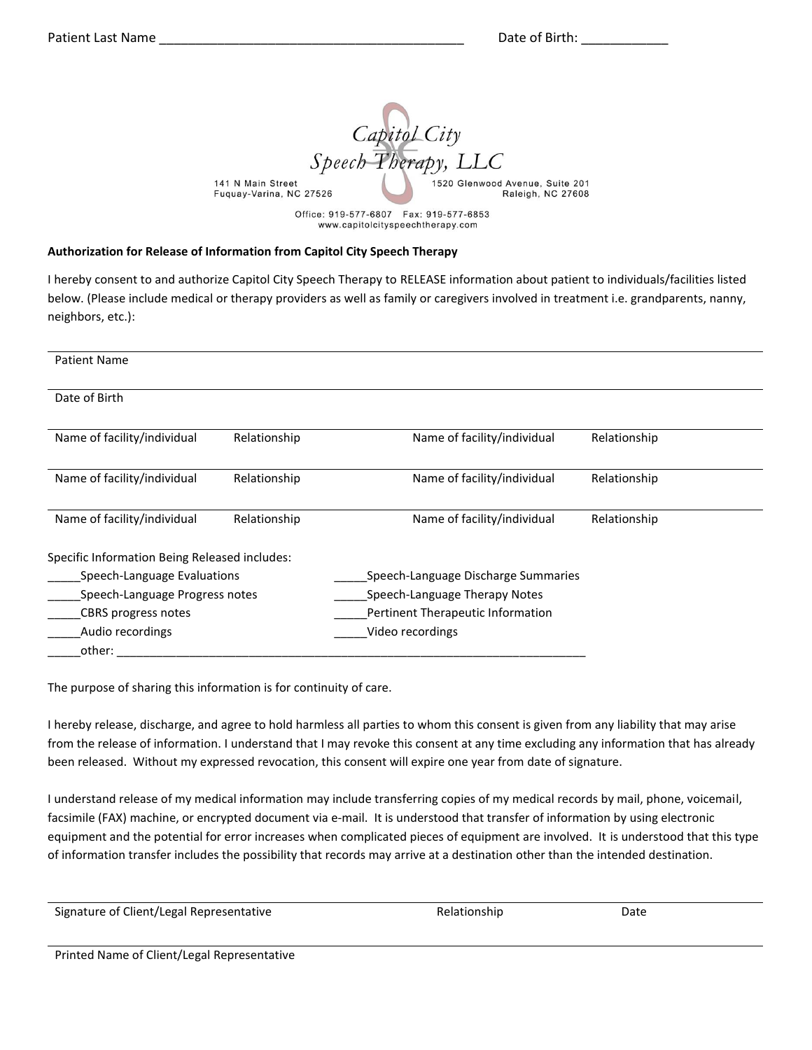Patient Last Name ___________________________________________ Date of Birth: ____________

Capitol City Speech Therapy, LLC

141 N Main Street
Fuquay-Varina, NC 27526

1520 Glenwood Avenue, Suite 201
Raleigh, NC 27608

Office: 919-577-6807 Fax: 919-577-6853
www.capitolcityspeechtherapy.com

**Authorization for Release of Information from Capitol City Speech Therapy**

I hereby consent to and authorize Capitol City Speech Therapy to RELEASE information about patient to individuals/facilities listed below. (Please include medical or therapy providers as well as family or caregivers involved in treatment i.e. grandparents, nanny, neighbors, etc.):

Patient Name

Date of Birth

| Name of facility/individual | Relationship | Name of facility/individual | Relationship |
|---|---|---|---|
| Name of facility/individual | Relationship | Name of facility/individual | Relationship |
| Name of facility/individual | Relationship | Name of facility/individual | Relationship |

Specific Information Being Released includes:

_____Speech-Language Evaluations
_____Speech-Language Discharge Summaries
_____Speech-Language Progress notes
_____Speech-Language Therapy Notes
_____CBRS progress notes
_____Pertinent Therapeutic Information
_____Audio recordings
_____Video recordings
_____other: ___________________________________________________________________________

The purpose of sharing this information is for continuity of care.

I hereby release, discharge, and agree to hold harmless all parties to whom this consent is given from any liability that may arise from the release of information. I understand that I may revoke this consent at any time excluding any information that has already been released. Without my expressed revocation, this consent will expire one year from date of signature.

I understand release of my medical information may include transferring copies of my medical records by mail, phone, voicemail, facsimile (FAX) machine, or encrypted document via e-mail. It is understood that transfer of information by using electronic equipment and the potential for error increases when complicated pieces of equipment are involved. It is understood that this type of information transfer includes the possibility that records may arrive at a destination other than the intended destination.

Signature of Client/Legal Representative     Relationship     Date

Printed Name of Client/Legal Representative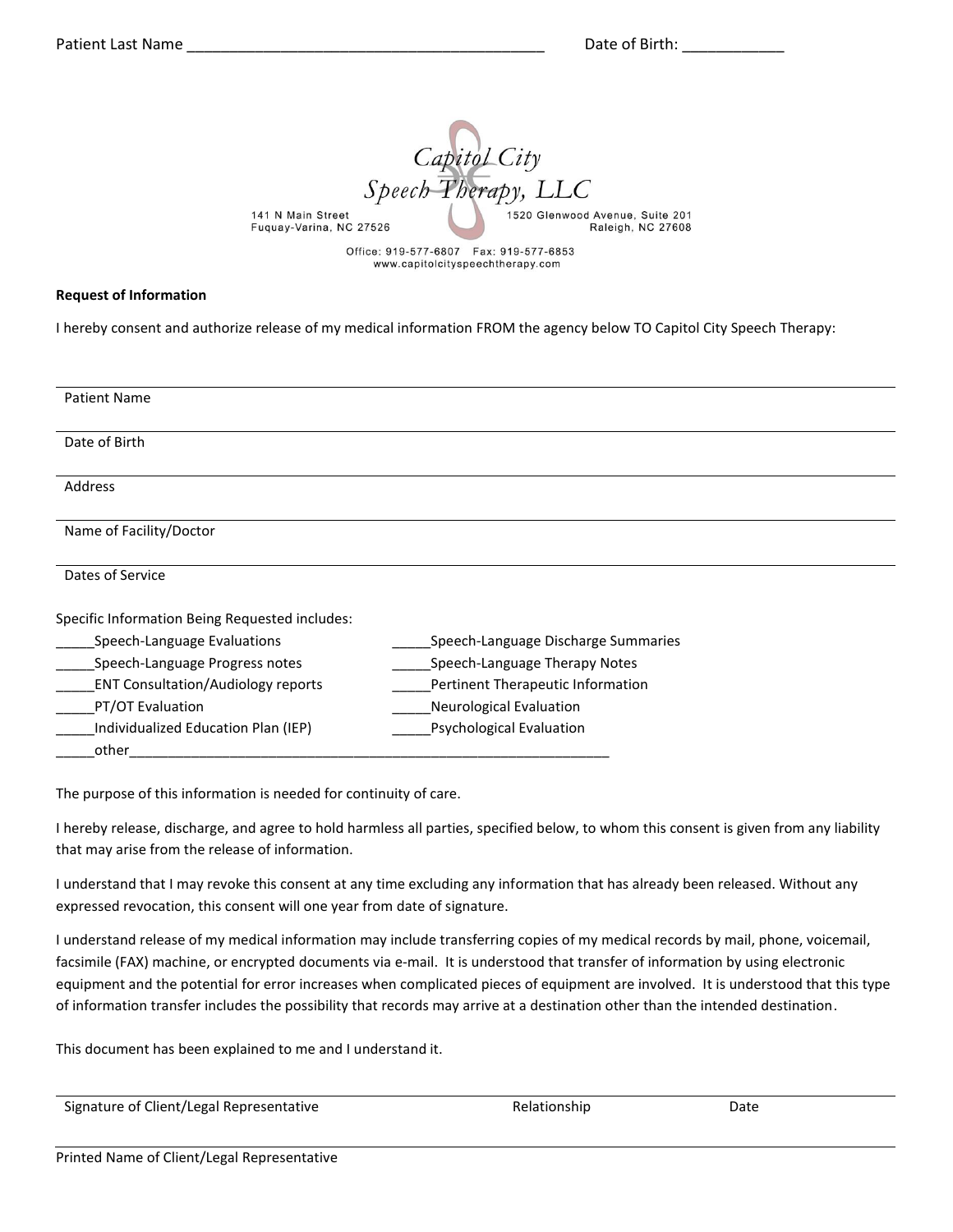Patient Last Name ___________________________________________ Date of Birth: ____________

Capitol City Speech Therapy, LLC

141 N Main Street
Fuquay-Varina, NC 27526

1520 Glenwood Avenue, Suite 201
Raleigh, NC 27608

Office: 919-577-6807 Fax: 919-577-6853
www.capitolcityspeechtherapy.com

**Request of Information**

I hereby consent and authorize release of my medical information FROM the agency below TO Capitol City Speech Therapy:

Patient Name

Date of Birth

Address

Name of Facility/Doctor

Dates of Service

Specific Information Being Requested includes:

_____Speech-Language Evaluations
_____Speech-Language Progress notes
_____ENT Consultation/Audiology reports
_____PT/OT Evaluation
_____Individualized Education Plan (IEP)
_____Speech-Language Discharge Summaries
_____Speech-Language Therapy Notes
_____Pertinent Therapeutic Information
_____Neurological Evaluation
_____Psychological Evaluation
_____other_________________________________________________________________

The purpose of this information is needed for continuity of care.

I hereby release, discharge, and agree to hold harmless all parties, specified below, to whom this consent is given from any liability that may arise from the release of information.

I understand that I may revoke this consent at any time excluding any information that has already been released. Without any expressed revocation, this consent will one year from date of signature.

I understand release of my medical information may include transferring copies of my medical records by mail, phone, voicemail, facsimile (FAX) machine, or encrypted documents via e-mail. It is understood that transfer of information by using electronic equipment and the potential for error increases when complicated pieces of equipment are involved. It is understood that this type of information transfer includes the possibility that records may arrive at a destination other than the intended destination.

This document has been explained to me and I understand it.

Signature of Client/Legal Representative  Relationship  Date

Printed Name of Client/Legal Representative